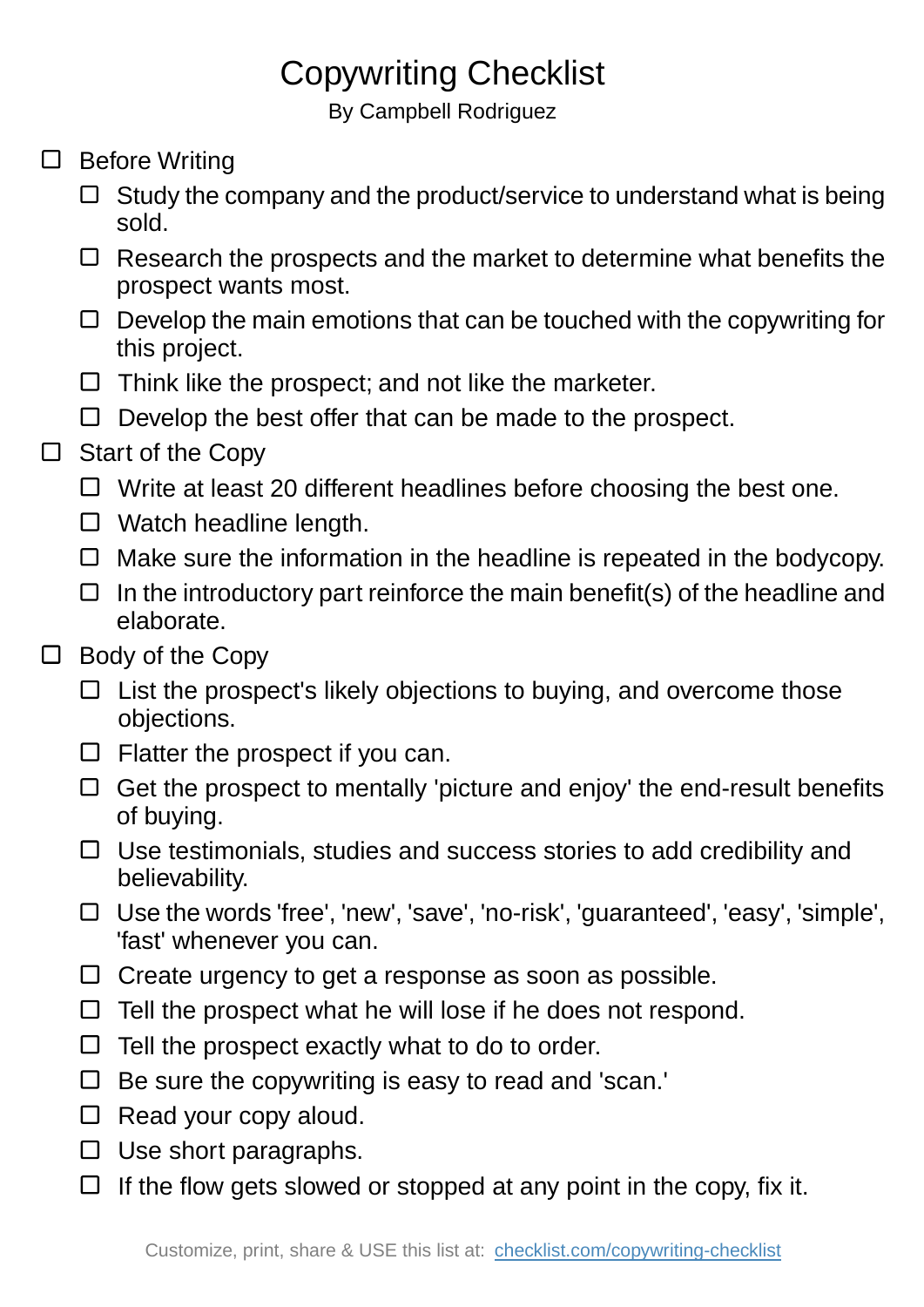# Copywriting Checklist

By Campbell Rodriguez

- [ ] Before Writing
  - [ ] Study the company and the product/service to understand what is being sold.
  - [ ] Research the prospects and the market to determine what benefits the prospect wants most.
  - [ ] Develop the main emotions that can be touched with the copywriting for this project.
  - [ ] Think like the prospect; and not like the marketer.
  - [ ] Develop the best offer that can be made to the prospect.
- [ ] Start of the Copy
  - [ ] Write at least 20 different headlines before choosing the best one.
  - [ ] Watch headline length.
  - [ ] Make sure the information in the headline is repeated in the bodycopy.
  - [ ] In the introductory part reinforce the main benefit(s) of the headline and elaborate.
- [ ] Body of the Copy
  - [ ] List the prospect's likely objections to buying, and overcome those objections.
  - [ ] Flatter the prospect if you can.
  - [ ] Get the prospect to mentally 'picture and enjoy' the end-result benefits of buying.
  - [ ] Use testimonials, studies and success stories to add credibility and believability.
  - [ ] Use the words 'free', 'new', 'save', 'no-risk', 'guaranteed', 'easy', 'simple', 'fast' whenever you can.
  - [ ] Create urgency to get a response as soon as possible.
  - [ ] Tell the prospect what he will lose if he does not respond.
  - [ ] Tell the prospect exactly what to do to order.
  - [ ] Be sure the copywriting is easy to read and 'scan.'
  - [ ] Read your copy aloud.
  - [ ] Use short paragraphs.
  - [ ] If the flow gets slowed or stopped at any point in the copy, fix it.

Customize, print, share & USE this list at: [checklist.com/copywriting-checklist](https://checklist.com/copywriting-checklist)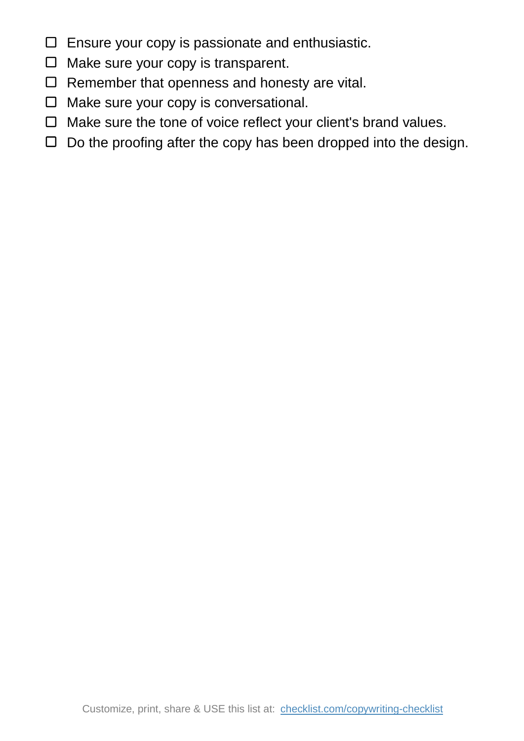- [ ] Ensure your copy is passionate and enthusiastic.
- [ ] Make sure your copy is transparent.
- [ ] Remember that openness and honesty are vital.
- [ ] Make sure your copy is conversational.
- [ ] Make sure the tone of voice reflect your client's brand values.
- [ ] Do the proofing after the copy has been dropped into the design.

Customize, print, share & USE this list at: [checklist.com/copywriting-checklist](https://checklist.com/copywriting-checklist)